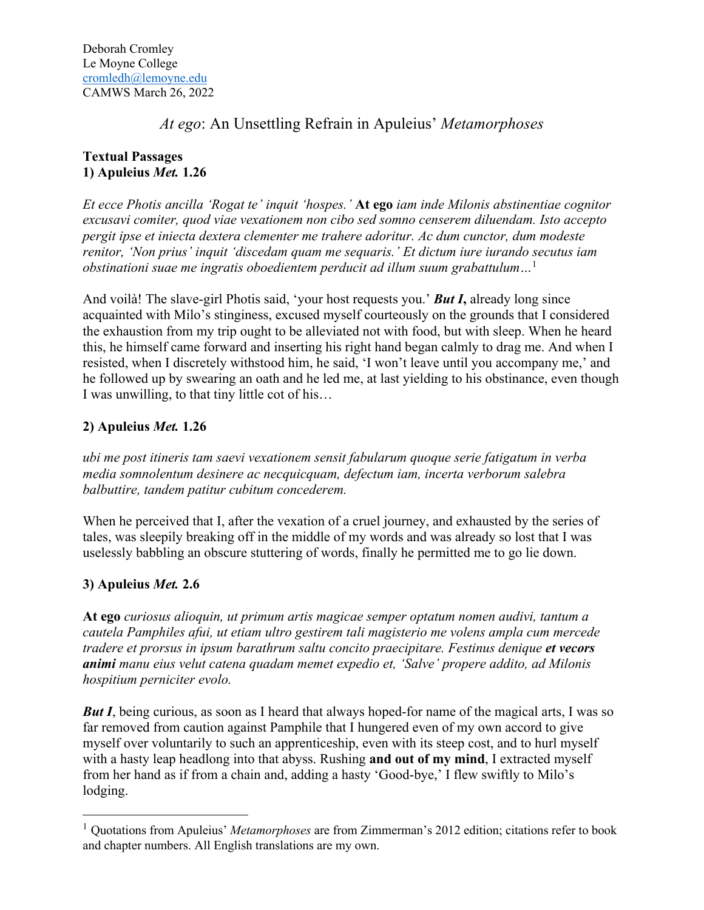Deborah Cromley
Le Moyne College
cromledh@lemoyne.edu
CAMWS March 26, 2022

# *At ego*: An Unsettling Refrain in Apuleius' *Metamorphoses*

**Textual Passages**

**1) Apuleius *Met.* 1.26**

*Et ecce Photis ancilla 'Rogat te' inquit 'hospes.'* **At ego** *iam inde Milonis abstinentiae cognitor excusavi comiter, quod viae vexationem non cibo sed somno censerem diluendam. Isto accepto pergit ipse et iniecta dextera clementer me trahere adoritur. Ac dum cunctor, dum modeste renitor, 'Non prius' inquit 'discedam quam me sequaris.' Et dictum iure iurando secutus iam obstinationi suae me ingratis oboedientem perducit ad illum suum grabattulum…*[1]

And voilà! The slave-girl Photis said, 'your host requests you.' ***But I*,** already long since acquainted with Milo's stinginess, excused myself courteously on the grounds that I considered the exhaustion from my trip ought to be alleviated not with food, but with sleep. When he heard this, he himself came forward and inserting his right hand began calmly to drag me. And when I resisted, when I discretely withstood him, he said, 'I won't leave until you accompany me,' and he followed up by swearing an oath and he led me, at last yielding to his obstinance, even though I was unwilling, to that tiny little cot of his…

**2) Apuleius *Met.* 1.26**

*ubi me post itineris tam saevi vexationem sensit fabularum quoque serie fatigatum in verba media somnolentum desinere ac necquicquam, defectum iam, incerta verborum salebra balbuttire, tandem patitur cubitum concederem.*

When he perceived that I, after the vexation of a cruel journey, and exhausted by the series of tales, was sleepily breaking off in the middle of my words and was already so lost that I was uselessly babbling an obscure stuttering of words, finally he permitted me to go lie down.

**3) Apuleius *Met.* 2.6**

**At ego** *curiosus alioquin, ut primum artis magicae semper optatum nomen audivi, tantum a cautela Pamphiles afui, ut etiam ultro gestirem tali magisterio me volens ampla cum mercede tradere et prorsus in ipsum barathrum saltu concito praecipitare. Festinus denique* ***et vecors animi*** *manu eius velut catena quadam memet expedio et, 'Salve' propere addito, ad Milonis hospitium perniciter evolo.*

***But I***, being curious, as soon as I heard that always hoped-for name of the magical arts, I was so far removed from caution against Pamphile that I hungered even of my own accord to give myself over voluntarily to such an apprenticeship, even with its steep cost, and to hurl myself with a hasty leap headlong into that abyss. Rushing **and out of my mind**, I extracted myself from her hand as if from a chain and, adding a hasty 'Good-bye,' I flew swiftly to Milo's lodging.

---

[1] Quotations from Apuleius' *Metamorphoses* are from Zimmerman's 2012 edition; citations refer to book and chapter numbers. All English translations are my own.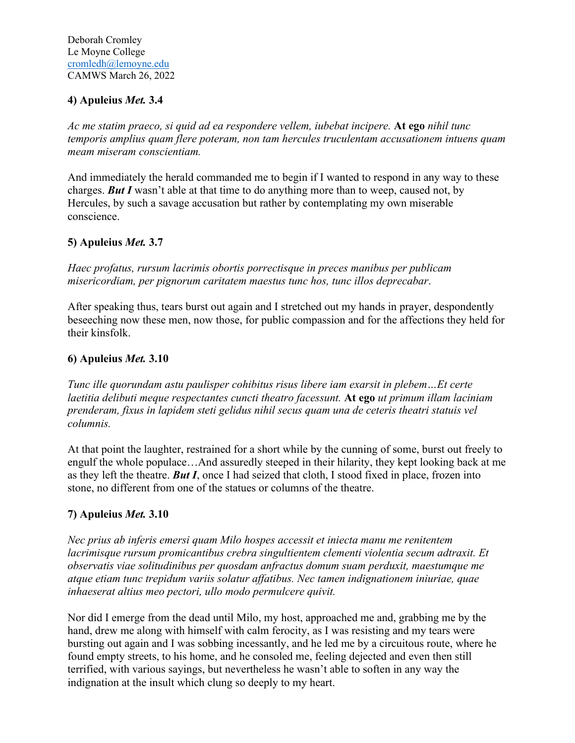Deborah Cromley
Le Moyne College
cromledh@lemoyne.edu
CAMWS March 26, 2022

### 4) Apuleius *Met.* 3.4

*Ac me statim praeco, si quid ad ea respondere vellem, iubebat incipere.* **At ego** *nihil tunc temporis amplius quam flere poteram, non tam hercules truculentam accusationem intuens quam meam miseram conscientiam.*

And immediately the herald commanded me to begin if I wanted to respond in any way to these charges. ***But I*** wasn't able at that time to do anything more than to weep, caused not, by Hercules, by such a savage accusation but rather by contemplating my own miserable conscience.

### 5) Apuleius *Met.* 3.7

*Haec profatus, rursum lacrimis obortis porrectisque in preces manibus per publicam misericordiam, per pignorum caritatem maestus tunc hos, tunc illos deprecabar*.

After speaking thus, tears burst out again and I stretched out my hands in prayer, despondently beseeching now these men, now those, for public compassion and for the affections they held for their kinsfolk.

### 6) Apuleius *Met.* 3.10

*Tunc ille quorundam astu paulisper cohibitus risus libere iam exarsit in plebem…Et certe laetitia delibuti meque respectantes cuncti theatro facessunt.* **At ego** *ut primum illam laciniam prenderam, fixus in lapidem steti gelidus nihil secus quam una de ceteris theatri statuis vel columnis.*

At that point the laughter, restrained for a short while by the cunning of some, burst out freely to engulf the whole populace…And assuredly steeped in their hilarity, they kept looking back at me as they left the theatre. ***But I***, once I had seized that cloth, I stood fixed in place, frozen into stone, no different from one of the statues or columns of the theatre.

### 7) Apuleius *Met.* 3.10

*Nec prius ab inferis emersi quam Milo hospes accessit et iniecta manu me renitentem lacrimisque rursum promicantibus crebra singultientem clementi violentia secum adtraxit. Et observatis viae solitudinibus per quosdam anfractus domum suam perduxit, maestumque me atque etiam tunc trepidum variis solatur affatibus. Nec tamen indignationem iniuriae, quae inhaeserat altius meo pectori, ullo modo permulcere quivit.*

Nor did I emerge from the dead until Milo, my host, approached me and, grabbing me by the hand, drew me along with himself with calm ferocity, as I was resisting and my tears were bursting out again and I was sobbing incessantly, and he led me by a circuitous route, where he found empty streets, to his home, and he consoled me, feeling dejected and even then still terrified, with various sayings, but nevertheless he wasn't able to soften in any way the indignation at the insult which clung so deeply to my heart.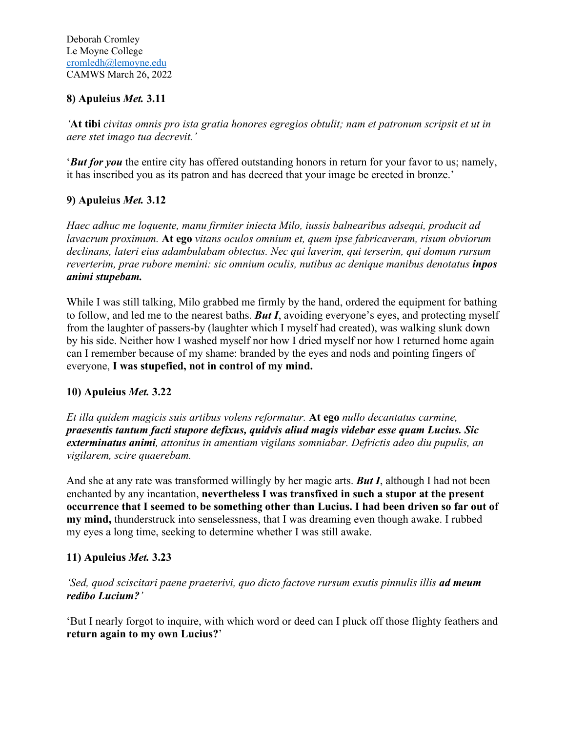Deborah Cromley
Le Moyne College
cromledh@lemoyne.edu
CAMWS March 26, 2022

**8) Apuleius *Met.* 3.11**

*'***At tibi** *civitas omnis pro ista gratia honores egregios obtulit; nam et patronum scripsit et ut in aere stet imago tua decrevit.'*

'***But for you*** the entire city has offered outstanding honors in return for your favor to us; namely, it has inscribed you as its patron and has decreed that your image be erected in bronze.'

**9) Apuleius *Met.* 3.12**

*Haec adhuc me loquente, manu firmiter iniecta Milo, iussis balnearibus adsequi, producit ad lavacrum proximum.* **At ego** *vitans oculos omnium et, quem ipse fabricaveram, risum obviorum declinans, lateri eius adambulabam obtectus. Nec qui laverim, qui terserim, qui domum rursum reverterim, prae rubore memini: sic omnium oculis, nutibus ac denique manibus denotatus* ***inpos animi stupebam.***

While I was still talking, Milo grabbed me firmly by the hand, ordered the equipment for bathing to follow, and led me to the nearest baths. ***But I***, avoiding everyone's eyes, and protecting myself from the laughter of passers-by (laughter which I myself had created), was walking slunk down by his side. Neither how I washed myself nor how I dried myself nor how I returned home again can I remember because of my shame: branded by the eyes and nods and pointing fingers of everyone, **I was stupefied, not in control of my mind.**

**10) Apuleius *Met.* 3.22**

*Et illa quidem magicis suis artibus volens reformatur.* **At ego** *nullo decantatus carmine,* ***praesentis tantum facti stupore defixus, quidvis aliud magis videbar esse quam Lucius. Sic exterminatus animi****, attonitus in amentiam vigilans somniabar. Defrictis adeo diu pupulis, an vigilarem, scire quaerebam.*

And she at any rate was transformed willingly by her magic arts. ***But I***, although I had not been enchanted by any incantation, **nevertheless I was transfixed in such a stupor at the present occurrence that I seemed to be something other than Lucius. I had been driven so far out of my mind,** thunderstruck into senselessness, that I was dreaming even though awake. I rubbed my eyes a long time, seeking to determine whether I was still awake.

**11) Apuleius *Met.* 3.23**

*'Sed, quod sciscitari paene praeterivi, quo dicto factove rursum exutis pinnulis illis* ***ad meum redibo Lucium?'***

'But I nearly forgot to inquire, with which word or deed can I pluck off those flighty feathers and **return again to my own Lucius?**'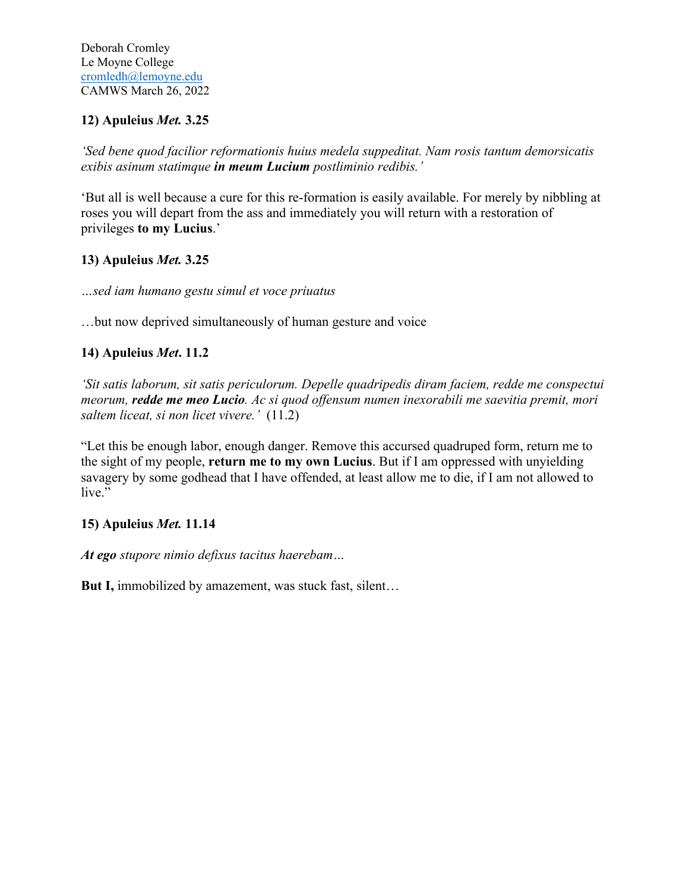Deborah Cromley
Le Moyne College
cromledh@lemoyne.edu
CAMWS March 26, 2022

**12) Apuleius *Met.* 3.25**

*'Sed bene quod facilior reformationis huius medela suppeditat. Nam rosis tantum demorsicatis exibis asinum statimque* ***in meum Lucium*** *postliminio redibis.'*

'But all is well because a cure for this re-formation is easily available. For merely by nibbling at roses you will depart from the ass and immediately you will return with a restoration of privileges **to my Lucius**.'

**13) Apuleius *Met.* 3.25**

*…sed iam humano gestu simul et voce priuatus*

…but now deprived simultaneously of human gesture and voice

**14) Apuleius *Met*. 11.2**

*'Sit satis laborum, sit satis periculorum. Depelle quadripedis diram faciem, redde me conspectui meorum,* ***redde me meo Lucio****. Ac si quod offensum numen inexorabili me saevitia premit, mori saltem liceat, si non licet vivere.'* (11.2)

"Let this be enough labor, enough danger. Remove this accursed quadruped form, return me to the sight of my people, **return me to my own Lucius**. But if I am oppressed with unyielding savagery by some godhead that I have offended, at least allow me to die, if I am not allowed to live."

**15) Apuleius *Met.* 11.14**

***At ego*** *stupore nimio defixus tacitus haerebam…*

**But I,** immobilized by amazement, was stuck fast, silent…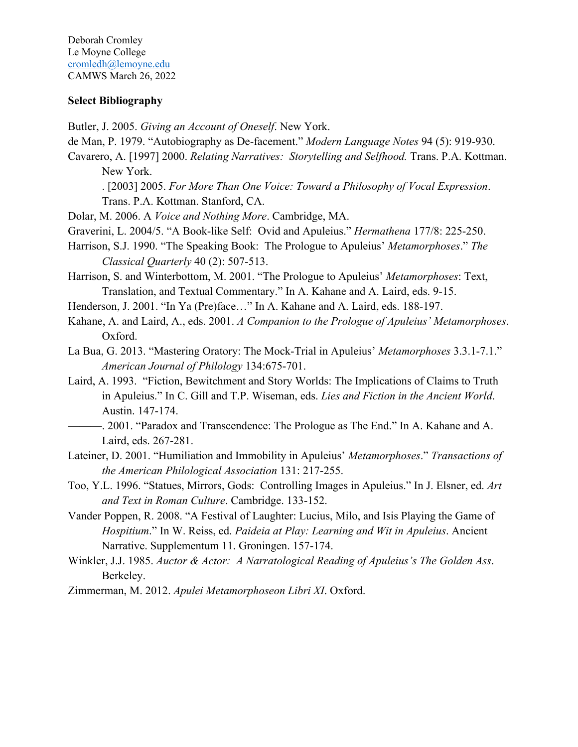Deborah Cromley
Le Moyne College
cromledh@lemoyne.edu
CAMWS March 26, 2022

**Select Bibliography**

Butler, J. 2005. *Giving an Account of Oneself*. New York.

de Man, P. 1979. "Autobiography as De-facement." *Modern Language Notes* 94 (5): 919-930.

Cavarero, A. [1997] 2000. *Relating Narratives: Storytelling and Selfhood.* Trans. P.A. Kottman. New York.

———. [2003] 2005. *For More Than One Voice: Toward a Philosophy of Vocal Expression*. Trans. P.A. Kottman. Stanford, CA.

Dolar, M. 2006. A *Voice and Nothing More*. Cambridge, MA.

Graverini, L. 2004/5. "A Book-like Self: Ovid and Apuleius." *Hermathena* 177/8: 225-250.

Harrison, S.J. 1990. "The Speaking Book: The Prologue to Apuleius' *Metamorphoses*." *The Classical Quarterly* 40 (2): 507-513.

Harrison, S. and Winterbottom, M. 2001. "The Prologue to Apuleius' *Metamorphoses*: Text, Translation, and Textual Commentary." In A. Kahane and A. Laird, eds. 9-15.

Henderson, J. 2001. "In Ya (Pre)face…" In A. Kahane and A. Laird, eds. 188-197.

Kahane, A. and Laird, A., eds. 2001. *A Companion to the Prologue of Apuleius' Metamorphoses*. Oxford.

La Bua, G. 2013. "Mastering Oratory: The Mock-Trial in Apuleius' *Metamorphoses* 3.3.1-7.1." *American Journal of Philology* 134:675-701.

Laird, A. 1993. "Fiction, Bewitchment and Story Worlds: The Implications of Claims to Truth in Apuleius." In C. Gill and T.P. Wiseman, eds. *Lies and Fiction in the Ancient World*. Austin. 147-174.

———. 2001. "Paradox and Transcendence: The Prologue as The End." In A. Kahane and A. Laird, eds. 267-281.

Lateiner, D. 2001. "Humiliation and Immobility in Apuleius' *Metamorphoses*." *Transactions of the American Philological Association* 131: 217-255.

Too, Y.L. 1996. "Statues, Mirrors, Gods: Controlling Images in Apuleius." In J. Elsner, ed. *Art and Text in Roman Culture*. Cambridge. 133-152.

Vander Poppen, R. 2008. "A Festival of Laughter: Lucius, Milo, and Isis Playing the Game of *Hospitium*." In W. Reiss, ed. *Paideia at Play: Learning and Wit in Apuleius*. Ancient Narrative. Supplementum 11. Groningen. 157-174.

Winkler, J.J. 1985. *Auctor & Actor: A Narratological Reading of Apuleius's The Golden Ass*. Berkeley.

Zimmerman, M. 2012. *Apulei Metamorphoseon Libri XI*. Oxford.